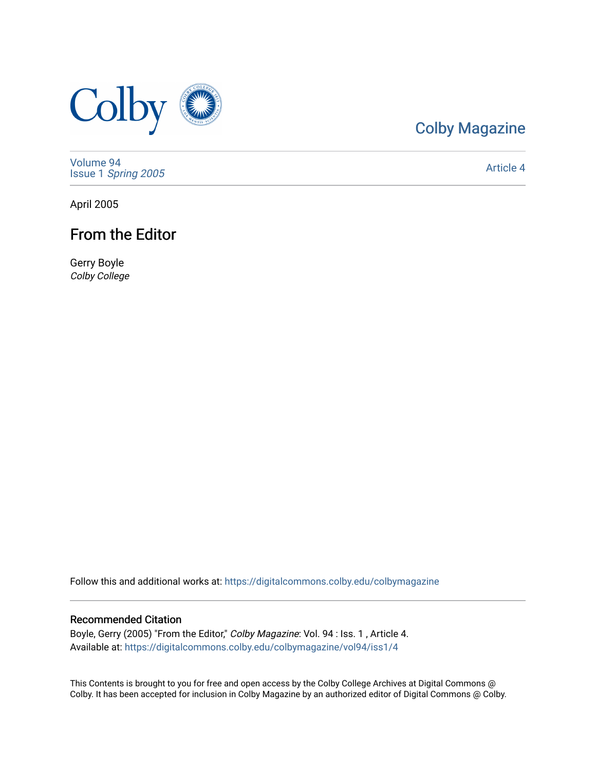Colby Magazine

Volume 94
Issue 1 *Spring 2005*

Article 4

April 2005

# From the Editor

Gerry Boyle
*Colby College*

Follow this and additional works at: https://digitalcommons.colby.edu/colbymagazine

## Recommended Citation

Boyle, Gerry (2005) "From the Editor," *Colby Magazine*: Vol. 94 : Iss. 1 , Article 4.
Available at: https://digitalcommons.colby.edu/colbymagazine/vol94/iss1/4

This Contents is brought to you for free and open access by the Colby College Archives at Digital Commons @ Colby. It has been accepted for inclusion in Colby Magazine by an authorized editor of Digital Commons @ Colby.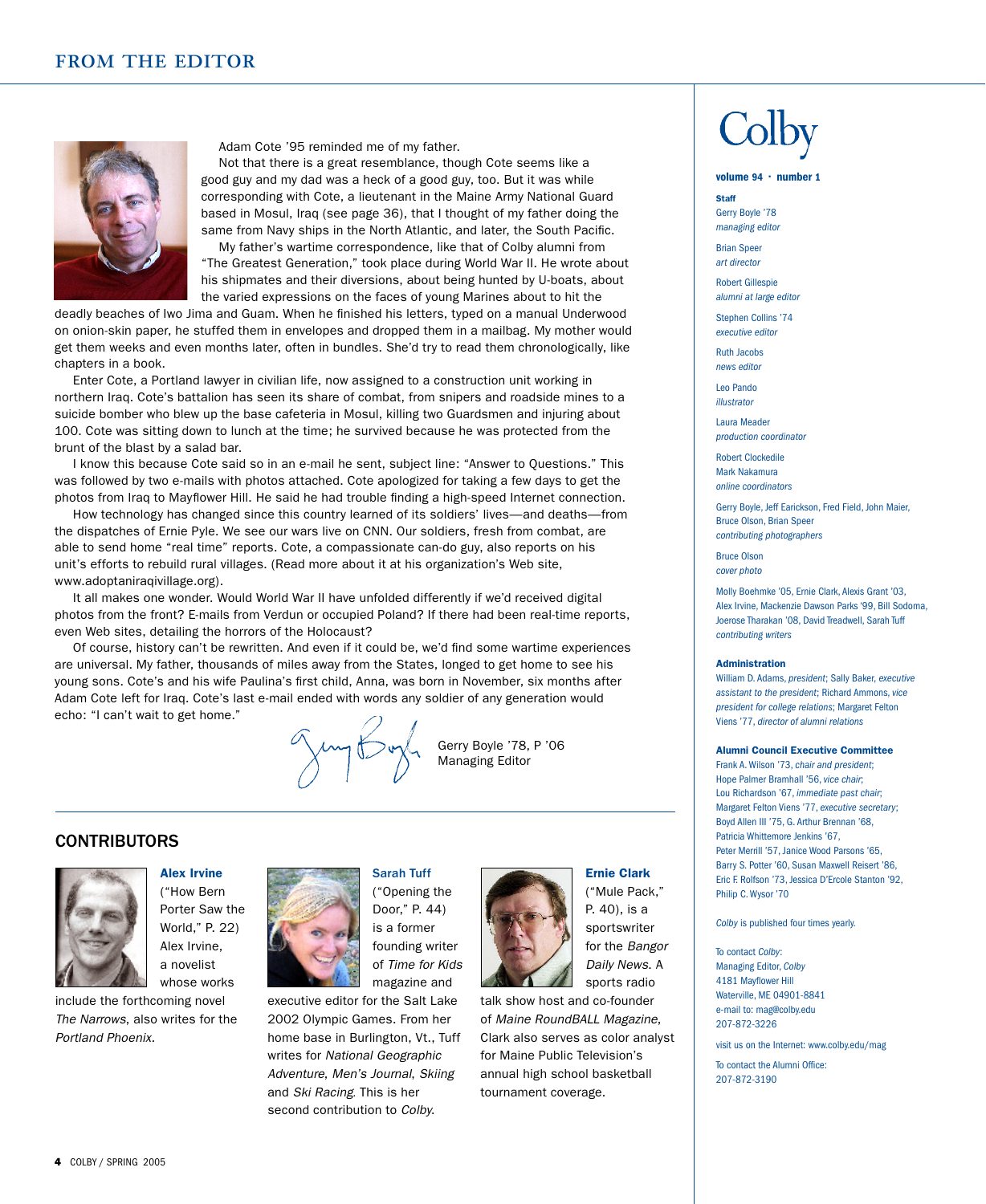## FROM THE EDITOR

Adam Cote '95 reminded me of my father.

Not that there is a great resemblance, though Cote seems like a good guy and my dad was a heck of a good guy, too. But it was while corresponding with Cote, a lieutenant in the Maine Army National Guard based in Mosul, Iraq (see page 36), that I thought of my father doing the same from Navy ships in the North Atlantic, and later, the South Pacific.

My father's wartime correspondence, like that of Colby alumni from "The Greatest Generation," took place during World War II. He wrote about his shipmates and their diversions, about being hunted by U-boats, about the varied expressions on the faces of young Marines about to hit the deadly beaches of Iwo Jima and Guam. When he finished his letters, typed on a manual Underwood on onion-skin paper, he stuffed them in envelopes and dropped them in a mailbag. My mother would get them weeks and even months later, often in bundles. She'd try to read them chronologically, like chapters in a book.

Enter Cote, a Portland lawyer in civilian life, now assigned to a construction unit working in northern Iraq. Cote's battalion has seen its share of combat, from snipers and roadside mines to a suicide bomber who blew up the base cafeteria in Mosul, killing two Guardsmen and injuring about 100. Cote was sitting down to lunch at the time; he survived because he was protected from the brunt of the blast by a salad bar.

I know this because Cote said so in an e-mail he sent, subject line: "Answer to Questions." This was followed by two e-mails with photos attached. Cote apologized for taking a few days to get the photos from Iraq to Mayflower Hill. He said he had trouble finding a high-speed Internet connection.

How technology has changed since this country learned of its soldiers' lives—and deaths—from the dispatches of Ernie Pyle. We see our wars live on CNN. Our soldiers, fresh from combat, are able to send home "real time" reports. Cote, a compassionate can-do guy, also reports on his unit's efforts to rebuild rural villages. (Read more about it at his organization's Web site, www.adoptaniraqivillage.org).

It all makes one wonder. Would World War II have unfolded differently if we'd received digital photos from the front? E-mails from Verdun or occupied Poland? If there had been real-time reports, even Web sites, detailing the horrors of the Holocaust?

Of course, history can't be rewritten. And even if it could be, we'd find some wartime experiences are universal. My father, thousands of miles away from the States, longed to get home to see his young sons. Cote's and his wife Paulina's first child, Anna, was born in November, six months after Adam Cote left for Iraq. Cote's last e-mail ended with words any soldier of any generation would echo: "I can't wait to get home."

Gerry Boyle '78, P '06
Managing Editor

## CONTRIBUTORS

**Alex Irvine** ("How Bern Porter Saw the World," P. 22) Alex Irvine, a novelist whose works include the forthcoming novel *The Narrows*, also writes for the *Portland Phoenix*.

**Sarah Tuff** ("Opening the Door," P. 44) is a former founding writer of *Time for Kids* magazine and executive editor for the Salt Lake 2002 Olympic Games. From her home base in Burlington, Vt., Tuff writes for *National Geographic Adventure*, *Men's Journal*, *Skiing* and *Ski Racing*. This is her second contribution to *Colby*.

**Ernie Clark** ("Mule Pack," P. 40), is a sportswriter for the *Bangor Daily News*. A sports radio talk show host and co-founder of *Maine RoundBALL Magazine*, Clark also serves as color analyst for Maine Public Television's annual high school basketball tournament coverage.

---

# Colby

**volume 94 · number 1**

**Staff**

Gerry Boyle '78
*managing editor*

Brian Speer
*art director*

Robert Gillespie
*alumni at large editor*

Stephen Collins '74
*executive editor*

Ruth Jacobs
*news editor*

Leo Pando
*illustrator*

Laura Meader
*production coordinator*

Robert Clockedile
Mark Nakamura
*online coordinators*

Gerry Boyle, Jeff Earickson, Fred Field, John Maier, Bruce Olson, Brian Speer
*contributing photographers*

Bruce Olson
*cover photo*

Molly Boehmke '05, Ernie Clark, Alexis Grant '03, Alex Irvine, Mackenzie Dawson Parks '99, Bill Sodoma, Joerose Tharakan '08, David Treadwell, Sarah Tuff
*contributing writers*

**Administration**

William D. Adams, *president*; Sally Baker, *executive assistant to the president*; Richard Ammons, *vice president for college relations*; Margaret Felton Viens '77, *director of alumni relations*

**Alumni Council Executive Committee**

Frank A. Wilson '73, *chair and president*; Hope Palmer Bramhall '56, *vice chair*; Lou Richardson '67, *immediate past chair*; Margaret Felton Viens '77, *executive secretary*; Boyd Allen III '75, G. Arthur Brennan '68, Patricia Whittemore Jenkins '67, Peter Merrill '57, Janice Wood Parsons '65, Barry S. Potter '60, Susan Maxwell Reisert '86, Eric F. Rolfson '73, Jessica D'Ercole Stanton '92, Philip C. Wysor '70

*Colby* is published four times yearly.

To contact *Colby*:
Managing Editor, *Colby*
4181 Mayflower Hill
Waterville, ME 04901-8841
e-mail to: mag@colby.edu
207-872-3226

visit us on the Internet: www.colby.edu/mag

To contact the Alumni Office:
207-872-3190